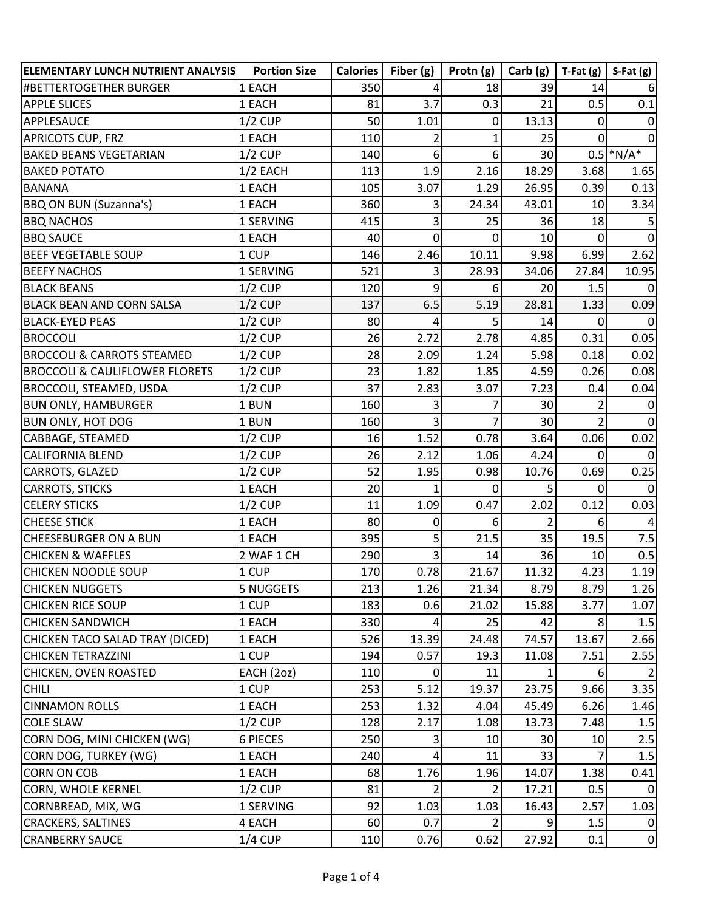| ELEMENTARY LUNCH NUTRIENT ANALYSIS | Portion Size | Calories | Fiber (g) | Protn (g) | Carb (g) | T-Fat (g) | S-Fat (g) |
|---|---|---|---|---|---|---|---|
| #BETTERTOGETHER BURGER | 1 EACH | 350 | 4 | 18 | 39 | 14 | 6 |
| APPLE SLICES | 1 EACH | 81 | 3.7 | 0.3 | 21 | 0.5 | 0.1 |
| APPLESAUCE | 1/2 CUP | 50 | 1.01 | 0 | 13.13 | 0 | 0 |
| APRICOTS CUP, FRZ | 1 EACH | 110 | 2 | 1 | 25 | 0 | 0 |
| BAKED BEANS VEGETARIAN | 1/2 CUP | 140 | 6 | 6 | 30 | 0.5 | *N/A* |
| BAKED POTATO | 1/2 EACH | 113 | 1.9 | 2.16 | 18.29 | 3.68 | 1.65 |
| BANANA | 1 EACH | 105 | 3.07 | 1.29 | 26.95 | 0.39 | 0.13 |
| BBQ ON BUN (Suzanna's) | 1 EACH | 360 | 3 | 24.34 | 43.01 | 10 | 3.34 |
| BBQ NACHOS | 1 SERVING | 415 | 3 | 25 | 36 | 18 | 5 |
| BBQ SAUCE | 1 EACH | 40 | 0 | 0 | 10 | 0 | 0 |
| BEEF VEGETABLE SOUP | 1 CUP | 146 | 2.46 | 10.11 | 9.98 | 6.99 | 2.62 |
| BEEFY NACHOS | 1 SERVING | 521 | 3 | 28.93 | 34.06 | 27.84 | 10.95 |
| BLACK BEANS | 1/2 CUP | 120 | 9 | 6 | 20 | 1.5 | 0 |
| BLACK BEAN AND CORN SALSA | 1/2 CUP | 137 | 6.5 | 5.19 | 28.81 | 1.33 | 0.09 |
| BLACK-EYED PEAS | 1/2 CUP | 80 | 4 | 5 | 14 | 0 | 0 |
| BROCCOLI | 1/2 CUP | 26 | 2.72 | 2.78 | 4.85 | 0.31 | 0.05 |
| BROCCOLI & CARROTS STEAMED | 1/2 CUP | 28 | 2.09 | 1.24 | 5.98 | 0.18 | 0.02 |
| BROCCOLI & CAULIFLOWER FLORETS | 1/2 CUP | 23 | 1.82 | 1.85 | 4.59 | 0.26 | 0.08 |
| BROCCOLI, STEAMED, USDA | 1/2 CUP | 37 | 2.83 | 3.07 | 7.23 | 0.4 | 0.04 |
| BUN ONLY, HAMBURGER | 1 BUN | 160 | 3 | 7 | 30 | 2 | 0 |
| BUN ONLY, HOT DOG | 1 BUN | 160 | 3 | 7 | 30 | 2 | 0 |
| CABBAGE, STEAMED | 1/2 CUP | 16 | 1.52 | 0.78 | 3.64 | 0.06 | 0.02 |
| CALIFORNIA BLEND | 1/2 CUP | 26 | 2.12 | 1.06 | 4.24 | 0 | 0 |
| CARROTS, GLAZED | 1/2 CUP | 52 | 1.95 | 0.98 | 10.76 | 0.69 | 0.25 |
| CARROTS, STICKS | 1 EACH | 20 | 1 | 0 | 5 | 0 | 0 |
| CELERY STICKS | 1/2 CUP | 11 | 1.09 | 0.47 | 2.02 | 0.12 | 0.03 |
| CHEESE STICK | 1 EACH | 80 | 0 | 6 | 2 | 6 | 4 |
| CHEESEBURGER ON A BUN | 1 EACH | 395 | 5 | 21.5 | 35 | 19.5 | 7.5 |
| CHICKEN & WAFFLES | 2 WAF 1 CH | 290 | 3 | 14 | 36 | 10 | 0.5 |
| CHICKEN NOODLE SOUP | 1 CUP | 170 | 0.78 | 21.67 | 11.32 | 4.23 | 1.19 |
| CHICKEN NUGGETS | 5 NUGGETS | 213 | 1.26 | 21.34 | 8.79 | 8.79 | 1.26 |
| CHICKEN RICE SOUP | 1 CUP | 183 | 0.6 | 21.02 | 15.88 | 3.77 | 1.07 |
| CHICKEN SANDWICH | 1 EACH | 330 | 4 | 25 | 42 | 8 | 1.5 |
| CHICKEN TACO SALAD TRAY (DICED) | 1 EACH | 526 | 13.39 | 24.48 | 74.57 | 13.67 | 2.66 |
| CHICKEN TETRAZZINI | 1 CUP | 194 | 0.57 | 19.3 | 11.08 | 7.51 | 2.55 |
| CHICKEN, OVEN ROASTED | EACH (2oz) | 110 | 0 | 11 | 1 | 6 | 2 |
| CHILI | 1 CUP | 253 | 5.12 | 19.37 | 23.75 | 9.66 | 3.35 |
| CINNAMON ROLLS | 1 EACH | 253 | 1.32 | 4.04 | 45.49 | 6.26 | 1.46 |
| COLE SLAW | 1/2 CUP | 128 | 2.17 | 1.08 | 13.73 | 7.48 | 1.5 |
| CORN DOG, MINI CHICKEN (WG) | 6 PIECES | 250 | 3 | 10 | 30 | 10 | 2.5 |
| CORN DOG, TURKEY (WG) | 1 EACH | 240 | 4 | 11 | 33 | 7 | 1.5 |
| CORN ON COB | 1 EACH | 68 | 1.76 | 1.96 | 14.07 | 1.38 | 0.41 |
| CORN, WHOLE KERNEL | 1/2 CUP | 81 | 2 | 2 | 17.21 | 0.5 | 0 |
| CORNBREAD, MIX, WG | 1 SERVING | 92 | 1.03 | 1.03 | 16.43 | 2.57 | 1.03 |
| CRACKERS, SALTINES | 4 EACH | 60 | 0.7 | 2 | 9 | 1.5 | 0 |
| CRANBERRY SAUCE | 1/4 CUP | 110 | 0.76 | 0.62 | 27.92 | 0.1 | 0 |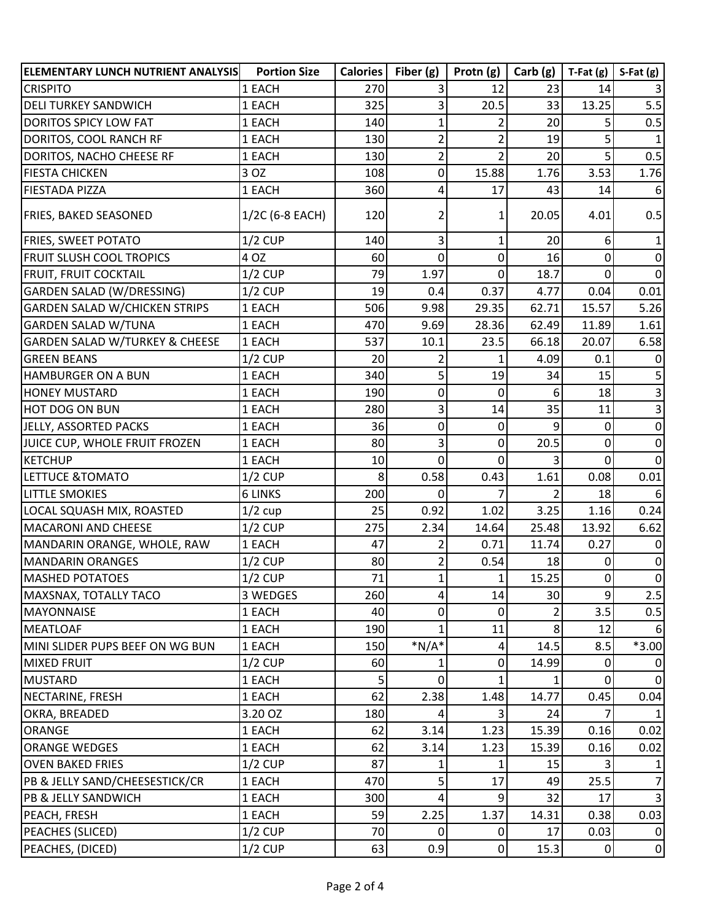| ELEMENTARY LUNCH NUTRIENT ANALYSIS | Portion Size | Calories | Fiber (g) | Protn (g) | Carb (g) | T-Fat (g) | S-Fat (g) |
|---|---|---|---|---|---|---|---|
| CRISPITO | 1 EACH | 270 | 3 | 12 | 23 | 14 | 3 |
| DELI TURKEY SANDWICH | 1 EACH | 325 | 3 | 20.5 | 33 | 13.25 | 5.5 |
| DORITOS SPICY LOW FAT | 1 EACH | 140 | 1 | 2 | 20 | 5 | 0.5 |
| DORITOS, COOL RANCH RF | 1 EACH | 130 | 2 | 2 | 19 | 5 | 1 |
| DORITOS, NACHO CHEESE RF | 1 EACH | 130 | 2 | 2 | 20 | 5 | 0.5 |
| FIESTA CHICKEN | 3 OZ | 108 | 0 | 15.88 | 1.76 | 3.53 | 1.76 |
| FIESTADA PIZZA | 1 EACH | 360 | 4 | 17 | 43 | 14 | 6 |
| FRIES, BAKED SEASONED | 1/2C (6-8 EACH) | 120 | 2 | 1 | 20.05 | 4.01 | 0.5 |
| FRIES, SWEET POTATO | 1/2 CUP | 140 | 3 | 1 | 20 | 6 | 1 |
| FRUIT SLUSH COOL TROPICS | 4 OZ | 60 | 0 | 0 | 16 | 0 | 0 |
| FRUIT, FRUIT COCKTAIL | 1/2 CUP | 79 | 1.97 | 0 | 18.7 | 0 | 0 |
| GARDEN SALAD (W/DRESSING) | 1/2 CUP | 19 | 0.4 | 0.37 | 4.77 | 0.04 | 0.01 |
| GARDEN SALAD W/CHICKEN STRIPS | 1 EACH | 506 | 9.98 | 29.35 | 62.71 | 15.57 | 5.26 |
| GARDEN SALAD W/TUNA | 1 EACH | 470 | 9.69 | 28.36 | 62.49 | 11.89 | 1.61 |
| GARDEN SALAD W/TURKEY & CHEESE | 1 EACH | 537 | 10.1 | 23.5 | 66.18 | 20.07 | 6.58 |
| GREEN BEANS | 1/2 CUP | 20 | 2 | 1 | 4.09 | 0.1 | 0 |
| HAMBURGER ON A BUN | 1 EACH | 340 | 5 | 19 | 34 | 15 | 5 |
| HONEY MUSTARD | 1 EACH | 190 | 0 | 0 | 6 | 18 | 3 |
| HOT DOG ON BUN | 1 EACH | 280 | 3 | 14 | 35 | 11 | 3 |
| JELLY, ASSORTED PACKS | 1 EACH | 36 | 0 | 0 | 9 | 0 | 0 |
| JUICE CUP, WHOLE FRUIT FROZEN | 1 EACH | 80 | 3 | 0 | 20.5 | 0 | 0 |
| KETCHUP | 1 EACH | 10 | 0 | 0 | 3 | 0 | 0 |
| LETTUCE &TOMATO | 1/2 CUP | 8 | 0.58 | 0.43 | 1.61 | 0.08 | 0.01 |
| LITTLE SMOKIES | 6 LINKS | 200 | 0 | 7 | 2 | 18 | 6 |
| LOCAL SQUASH MIX, ROASTED | 1/2 cup | 25 | 0.92 | 1.02 | 3.25 | 1.16 | 0.24 |
| MACARONI AND CHEESE | 1/2 CUP | 275 | 2.34 | 14.64 | 25.48 | 13.92 | 6.62 |
| MANDARIN ORANGE, WHOLE, RAW | 1 EACH | 47 | 2 | 0.71 | 11.74 | 0.27 | 0 |
| MANDARIN ORANGES | 1/2 CUP | 80 | 2 | 0.54 | 18 | 0 | 0 |
| MASHED POTATOES | 1/2 CUP | 71 | 1 | 1 | 15.25 | 0 | 0 |
| MAXSNAX, TOTALLY TACO | 3 WEDGES | 260 | 4 | 14 | 30 | 9 | 2.5 |
| MAYONNAISE | 1 EACH | 40 | 0 | 0 | 2 | 3.5 | 0.5 |
| MEATLOAF | 1 EACH | 190 | 1 | 11 | 8 | 12 | 6 |
| MINI SLIDER PUPS BEEF ON WG BUN | 1 EACH | 150 | *N/A* | 4 | 14.5 | 8.5 | *3.00 |
| MIXED FRUIT | 1/2 CUP | 60 | 1 | 0 | 14.99 | 0 | 0 |
| MUSTARD | 1 EACH | 5 | 0 | 1 | 1 | 0 | 0 |
| NECTARINE, FRESH | 1 EACH | 62 | 2.38 | 1.48 | 14.77 | 0.45 | 0.04 |
| OKRA, BREADED | 3.20 OZ | 180 | 4 | 3 | 24 | 7 | 1 |
| ORANGE | 1 EACH | 62 | 3.14 | 1.23 | 15.39 | 0.16 | 0.02 |
| ORANGE WEDGES | 1 EACH | 62 | 3.14 | 1.23 | 15.39 | 0.16 | 0.02 |
| OVEN BAKED FRIES | 1/2 CUP | 87 | 1 | 1 | 15 | 3 | 1 |
| PB & JELLY SAND/CHEESESTICK/CR | 1 EACH | 470 | 5 | 17 | 49 | 25.5 | 7 |
| PB & JELLY SANDWICH | 1 EACH | 300 | 4 | 9 | 32 | 17 | 3 |
| PEACH, FRESH | 1 EACH | 59 | 2.25 | 1.37 | 14.31 | 0.38 | 0.03 |
| PEACHES (SLICED) | 1/2 CUP | 70 | 0 | 0 | 17 | 0.03 | 0 |
| PEACHES, (DICED) | 1/2 CUP | 63 | 0.9 | 0 | 15.3 | 0 | 0 |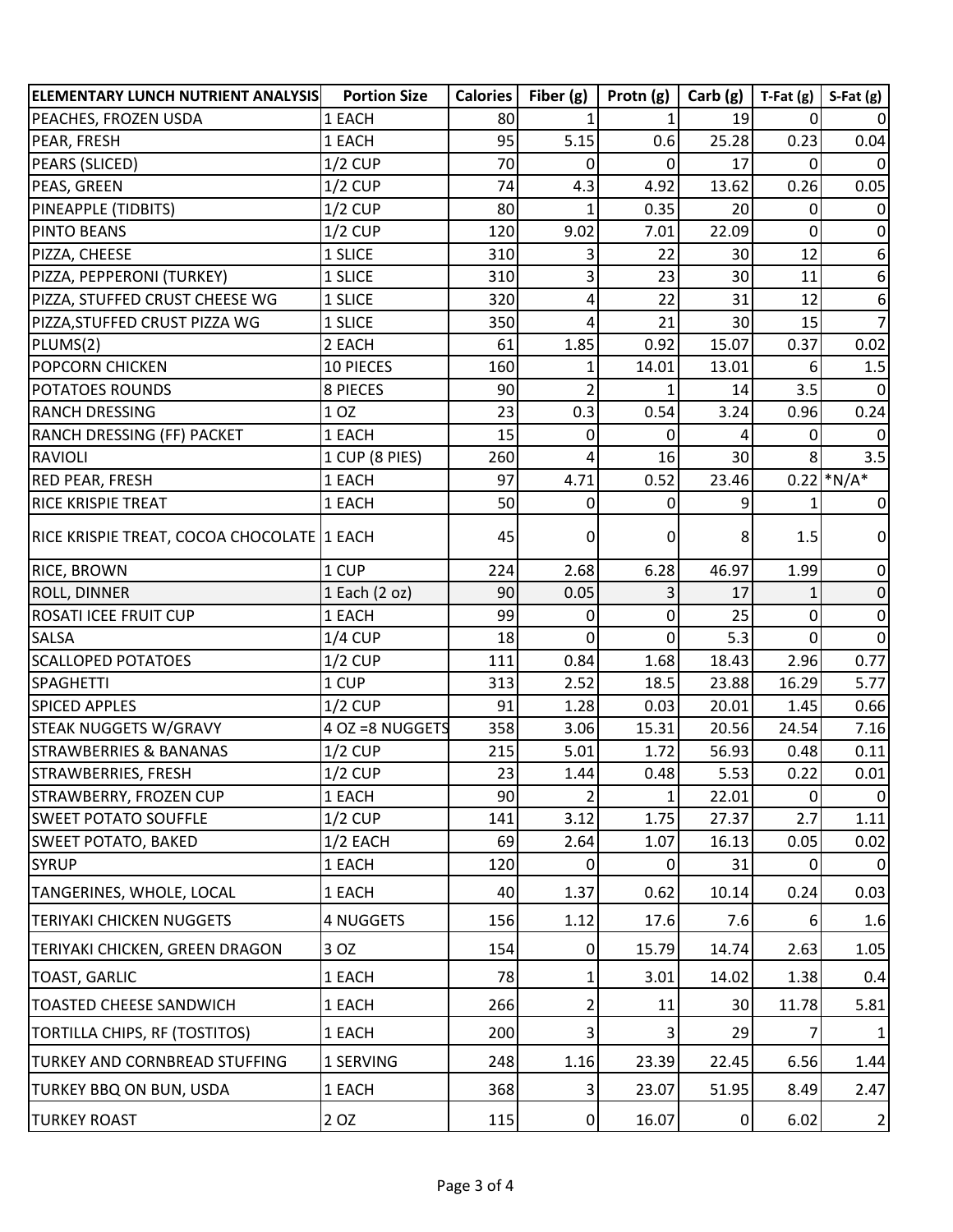| ELEMENTARY LUNCH NUTRIENT ANALYSIS | Portion Size | Calories | Fiber (g) | Protn (g) | Carb (g) | T-Fat (g) | S-Fat (g) |
|---|---|---|---|---|---|---|---|
| PEACHES, FROZEN USDA | 1 EACH | 80 | 1 | 1 | 19 | 0 | 0 |
| PEAR, FRESH | 1 EACH | 95 | 5.15 | 0.6 | 25.28 | 0.23 | 0.04 |
| PEARS (SLICED) | 1/2 CUP | 70 | 0 | 0 | 17 | 0 | 0 |
| PEAS, GREEN | 1/2 CUP | 74 | 4.3 | 4.92 | 13.62 | 0.26 | 0.05 |
| PINEAPPLE (TIDBITS) | 1/2 CUP | 80 | 1 | 0.35 | 20 | 0 | 0 |
| PINTO BEANS | 1/2 CUP | 120 | 9.02 | 7.01 | 22.09 | 0 | 0 |
| PIZZA, CHEESE | 1 SLICE | 310 | 3 | 22 | 30 | 12 | 6 |
| PIZZA, PEPPERONI (TURKEY) | 1 SLICE | 310 | 3 | 23 | 30 | 11 | 6 |
| PIZZA, STUFFED CRUST CHEESE WG | 1 SLICE | 320 | 4 | 22 | 31 | 12 | 6 |
| PIZZA,STUFFED CRUST PIZZA WG | 1 SLICE | 350 | 4 | 21 | 30 | 15 | 7 |
| PLUMS(2) | 2 EACH | 61 | 1.85 | 0.92 | 15.07 | 0.37 | 0.02 |
| POPCORN CHICKEN | 10 PIECES | 160 | 1 | 14.01 | 13.01 | 6 | 1.5 |
| POTATOES ROUNDS | 8 PIECES | 90 | 2 | 1 | 14 | 3.5 | 0 |
| RANCH DRESSING | 1 OZ | 23 | 0.3 | 0.54 | 3.24 | 0.96 | 0.24 |
| RANCH DRESSING (FF) PACKET | 1 EACH | 15 | 0 | 0 | 4 | 0 | 0 |
| RAVIOLI | 1 CUP (8 PIES) | 260 | 4 | 16 | 30 | 8 | 3.5 |
| RED PEAR, FRESH | 1 EACH | 97 | 4.71 | 0.52 | 23.46 | 0.22 | *N/A* |
| RICE KRISPIE TREAT | 1 EACH | 50 | 0 | 0 | 9 | 1 | 0 |
| RICE KRISPIE TREAT, COCOA CHOCOLATE | 1 EACH | 45 | 0 | 0 | 8 | 1.5 | 0 |
| RICE, BROWN | 1 CUP | 224 | 2.68 | 6.28 | 46.97 | 1.99 | 0 |
| ROLL, DINNER | 1 Each (2 oz) | 90 | 0.05 | 3 | 17 | 1 | 0 |
| ROSATI ICEE FRUIT CUP | 1 EACH | 99 | 0 | 0 | 25 | 0 | 0 |
| SALSA | 1/4 CUP | 18 | 0 | 0 | 5.3 | 0 | 0 |
| SCALLOPED POTATOES | 1/2 CUP | 111 | 0.84 | 1.68 | 18.43 | 2.96 | 0.77 |
| SPAGHETTI | 1 CUP | 313 | 2.52 | 18.5 | 23.88 | 16.29 | 5.77 |
| SPICED APPLES | 1/2 CUP | 91 | 1.28 | 0.03 | 20.01 | 1.45 | 0.66 |
| STEAK NUGGETS W/GRAVY | 4 OZ =8 NUGGETS | 358 | 3.06 | 15.31 | 20.56 | 24.54 | 7.16 |
| STRAWBERRIES & BANANAS | 1/2 CUP | 215 | 5.01 | 1.72 | 56.93 | 0.48 | 0.11 |
| STRAWBERRIES, FRESH | 1/2 CUP | 23 | 1.44 | 0.48 | 5.53 | 0.22 | 0.01 |
| STRAWBERRY, FROZEN CUP | 1 EACH | 90 | 2 | 1 | 22.01 | 0 | 0 |
| SWEET POTATO SOUFFLE | 1/2 CUP | 141 | 3.12 | 1.75 | 27.37 | 2.7 | 1.11 |
| SWEET POTATO, BAKED | 1/2 EACH | 69 | 2.64 | 1.07 | 16.13 | 0.05 | 0.02 |
| SYRUP | 1 EACH | 120 | 0 | 0 | 31 | 0 | 0 |
| TANGERINES, WHOLE, LOCAL | 1 EACH | 40 | 1.37 | 0.62 | 10.14 | 0.24 | 0.03 |
| TERIYAKI CHICKEN NUGGETS | 4 NUGGETS | 156 | 1.12 | 17.6 | 7.6 | 6 | 1.6 |
| TERIYAKI CHICKEN, GREEN DRAGON | 3 OZ | 154 | 0 | 15.79 | 14.74 | 2.63 | 1.05 |
| TOAST, GARLIC | 1 EACH | 78 | 1 | 3.01 | 14.02 | 1.38 | 0.4 |
| TOASTED CHEESE SANDWICH | 1 EACH | 266 | 2 | 11 | 30 | 11.78 | 5.81 |
| TORTILLA CHIPS, RF (TOSTITOS) | 1 EACH | 200 | 3 | 3 | 29 | 7 | 1 |
| TURKEY AND CORNBREAD STUFFING | 1 SERVING | 248 | 1.16 | 23.39 | 22.45 | 6.56 | 1.44 |
| TURKEY BBQ ON BUN, USDA | 1 EACH | 368 | 3 | 23.07 | 51.95 | 8.49 | 2.47 |
| TURKEY ROAST | 2 OZ | 115 | 0 | 16.07 | 0 | 6.02 | 2 |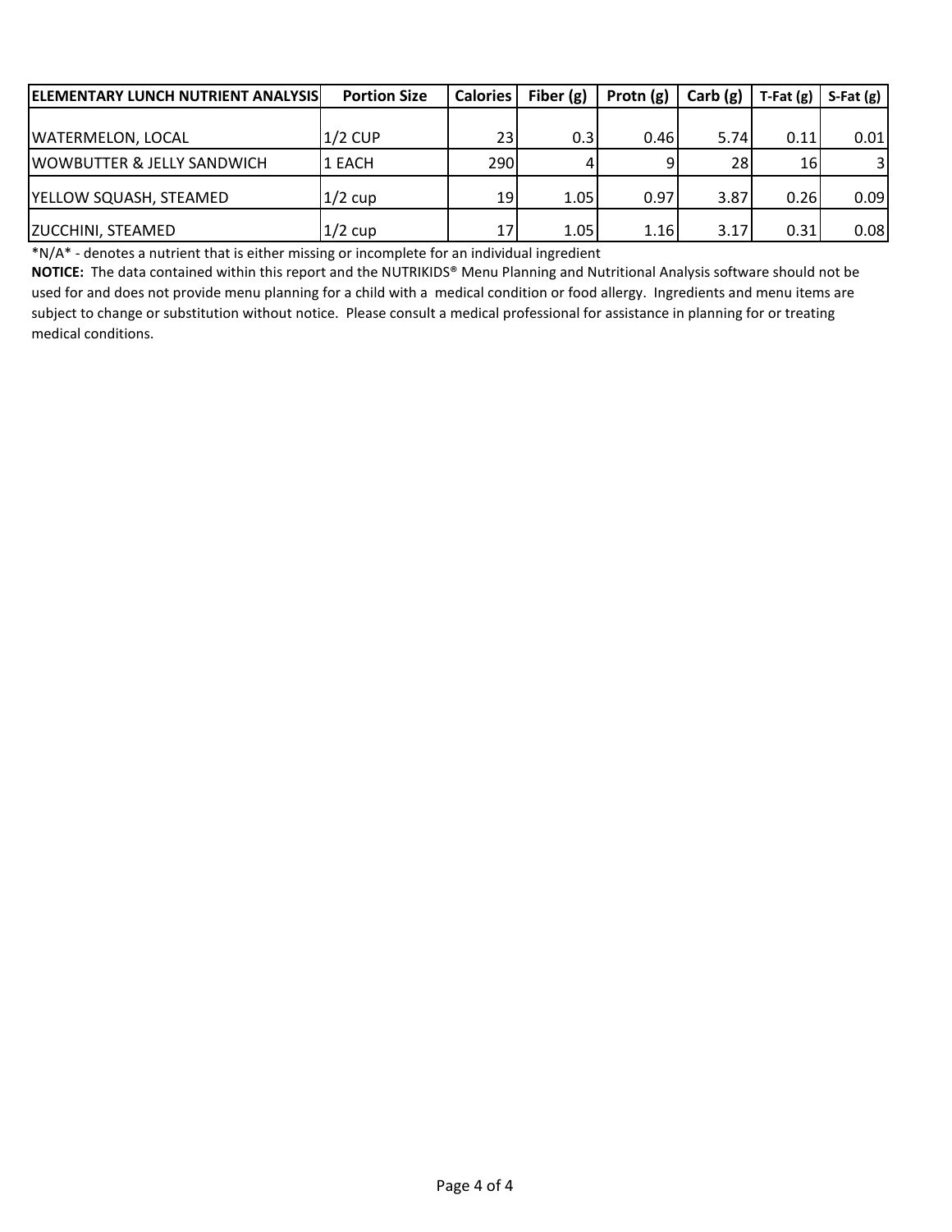| ELEMENTARY LUNCH NUTRIENT ANALYSIS | Portion Size | Calories | Fiber (g) | Protn (g) | Carb (g) | T-Fat (g) | S-Fat (g) |
|---|---|---|---|---|---|---|---|
| WATERMELON, LOCAL | 1/2 CUP | 23 | 0.3 | 0.46 | 5.74 | 0.11 | 0.01 |
| WOWBUTTER & JELLY SANDWICH | 1 EACH | 290 | 4 | 9 | 28 | 16 | 3 |
| YELLOW SQUASH, STEAMED | 1/2 cup | 19 | 1.05 | 0.97 | 3.87 | 0.26 | 0.09 |
| ZUCCHINI, STEAMED | 1/2 cup | 17 | 1.05 | 1.16 | 3.17 | 0.31 | 0.08 |

*N/A* - denotes a nutrient that is either missing or incomplete for an individual ingredient

**NOTICE:** The data contained within this report and the NUTRIKIDS® Menu Planning and Nutritional Analysis software should not be used for and does not provide menu planning for a child with a medical condition or food allergy. Ingredients and menu items are subject to change or substitution without notice. Please consult a medical professional for assistance in planning for or treating medical conditions.